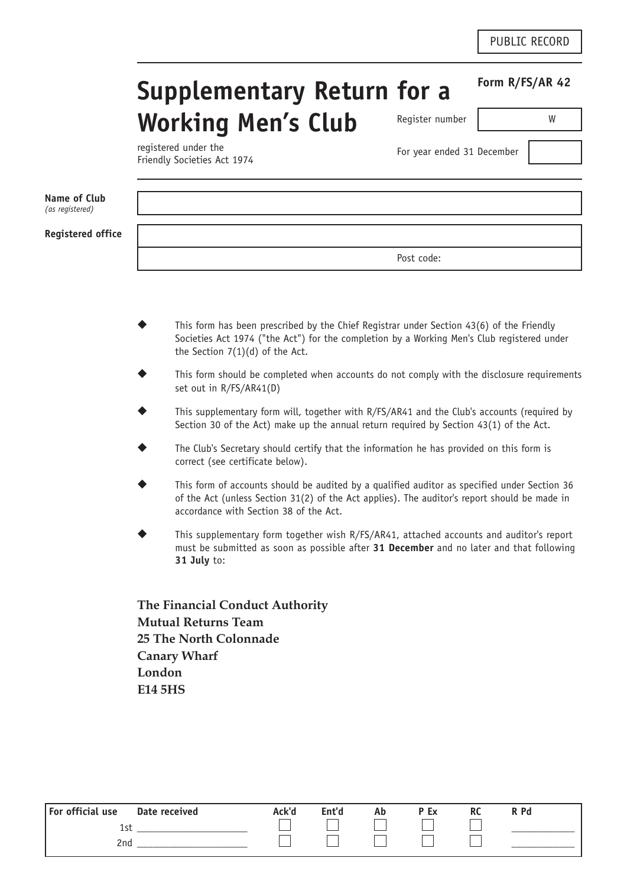PUBLIC RECORD

# Supplementary Return for a Working Men's Club

registered under the Friendly Societies Act 1974

**Form R/FS/AR 42**

| Register number | W |
|---|---|
| For year ended 31 December | |

| | |
|---|---|
| **Name of Club** *(as registered)* | |
| **Registered office** | |
| | Post code: |

- This form has been prescribed by the Chief Registrar under Section 43(6) of the Friendly Societies Act 1974 ("the Act") for the completion by a Working Men's Club registered under the Section 7(1)(d) of the Act.
- This form should be completed when accounts do not comply with the disclosure requirements set out in R/FS/AR41(D)
- This supplementary form will, together with R/FS/AR41 and the Club's accounts (required by Section 30 of the Act) make up the annual return required by Section 43(1) of the Act.
- The Club's Secretary should certify that the information he has provided on this form is correct (see certificate below).
- This form of accounts should be audited by a qualified auditor as specified under Section 36 of the Act (unless Section 31(2) of the Act applies). The auditor's report should be made in accordance with Section 38 of the Act.
- This supplementary form together wish R/FS/AR41, attached accounts and auditor's report must be submitted as soon as possible after **31 December** and no later and that following **31 July** to:

**The Financial Conduct Authority**
**Mutual Returns Team**
**25 The North Colonnade**
**Canary Wharf**
**London**
**E14 5HS**

| For official use | Date received | Ack'd | Ent'd | Ab | P Ex | RC | R Pd |
|---|---|---|---|---|---|---|---|
| 1st | | | | | | | |
| 2nd | | | | | | | |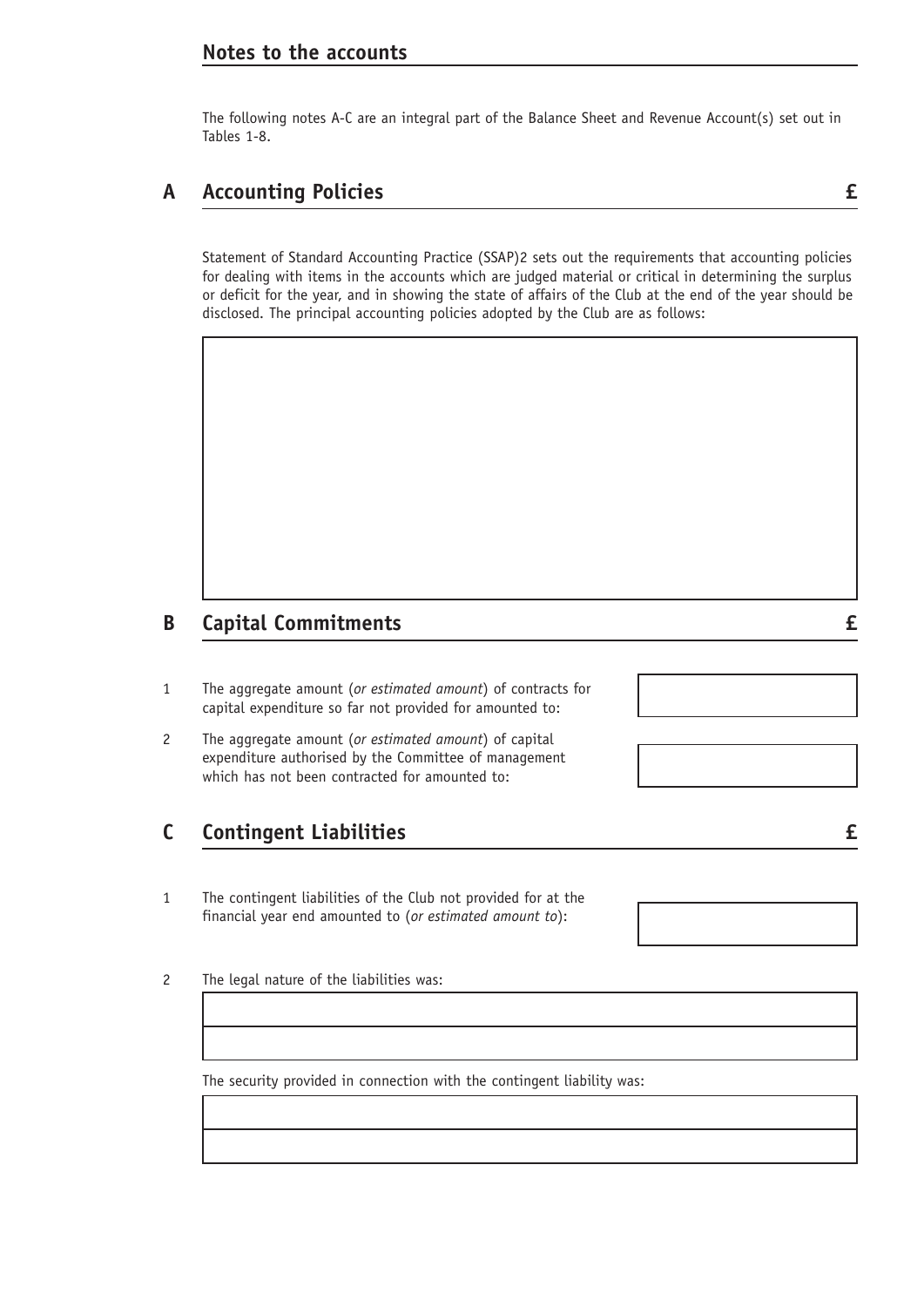## Notes to the accounts

The following notes A-C are an integral part of the Balance Sheet and Revenue Account(s) set out in Tables 1-8.

### A Accounting Policies £

Statement of Standard Accounting Practice (SSAP)2 sets out the requirements that accounting policies for dealing with items in the accounts which are judged material or critical in determining the surplus or deficit for the year, and in showing the state of affairs of the Club at the end of the year should be disclosed. The principal accounting policies adopted by the Club are as follows:

### B Capital Commitments £

1. The aggregate amount (*or estimated amount*) of contracts for capital expenditure so far not provided for amounted to:

2. The aggregate amount (*or estimated amount*) of capital expenditure authorised by the Committee of management which has not been contracted for amounted to:

### C Contingent Liabilities £

1. The contingent liabilities of the Club not provided for at the financial year end amounted to (*or estimated amount to*):

2. The legal nature of the liabilities was:

   The security provided in connection with the contingent liability was: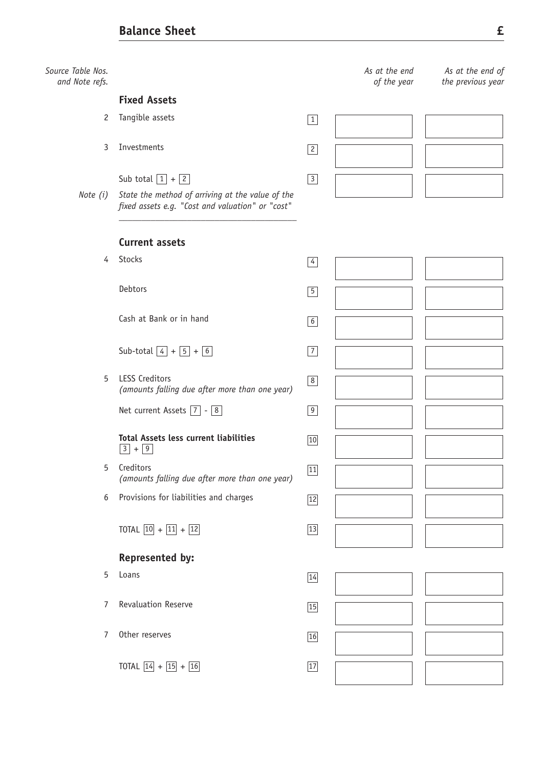## Balance Sheet £

| Source Table Nos. and Note refs. | | | *As at the end of the year* | *As at the end of the previous year* |
|---|---|---|---|---|
| | **Fixed Assets** | | | |
| 2 | Tangible assets | 1 | | |
| 3 | Investments | 2 | | |
| | Sub total 1 + 2 | 3 | | |
| *Note (i)* | *State the method of arriving at the value of the fixed assets e.g. "Cost and valuation" or "cost"* ________________ | | | |
| | **Current assets** | | | |
| 4 | Stocks | 4 | | |
| | Debtors | 5 | | |
| | Cash at Bank or in hand | 6 | | |
| | Sub-total 4 + 5 + 6 | 7 | | |
| 5 | LESS Creditors *(amounts falling due after more than one year)* | 8 | | |
| | Net current Assets 7 - 8 | 9 | | |
| | **Total Assets less current liabilities** 3 + 9 | 10 | | |
| 5 | Creditors *(amounts falling due after more than one year)* | 11 | | |
| 6 | Provisions for liabilities and charges | 12 | | |
| | TOTAL 10 + 11 + 12 | 13 | | |
| | **Represented by:** | | | |
| 5 | Loans | 14 | | |
| 7 | Revaluation Reserve | 15 | | |
| 7 | Other reserves | 16 | | |
| | TOTAL 14 + 15 + 16 | 17 | | |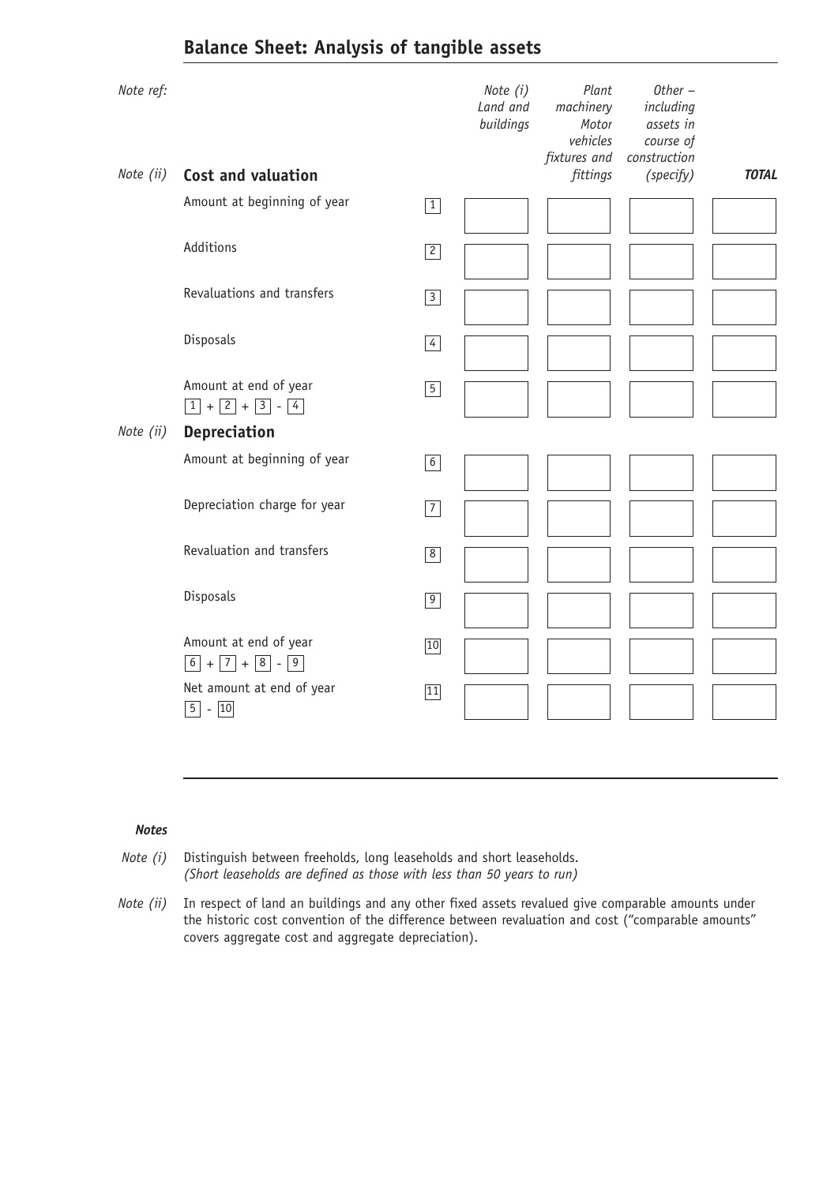## Balance Sheet: Analysis of tangible assets

| Note ref: | | | Note (i) Land and buildings | Plant machinery Motor vehicles fixtures and fittings | Other – including assets in course of construction (specify) | TOTAL |
|---|---|---|---|---|---|---|
| Note (ii) | **Cost and valuation** | | | | | |
| | Amount at beginning of year | 1 | | | | |
| | Additions | 2 | | | | |
| | Revaluations and transfers | 3 | | | | |
| | Disposals | 4 | | | | |
| | Amount at end of year 1 + 2 + 3 - 4 | 5 | | | | |
| Note (ii) | **Depreciation** | | | | | |
| | Amount at beginning of year | 6 | | | | |
| | Depreciation charge for year | 7 | | | | |
| | Revaluation and transfers | 8 | | | | |
| | Disposals | 9 | | | | |
| | Amount at end of year 6 + 7 + 8 - 9 | 10 | | | | |
| | Net amount at end of year 5 - 10 | 11 | | | | |

***Notes***

*Note (i)* Distinguish between freeholds, long leaseholds and short leaseholds.
*(Short leaseholds are defined as those with less than 50 years to run)*

*Note (ii)* In respect of land an buildings and any other fixed assets revalued give comparable amounts under the historic cost convention of the difference between revaluation and cost ("comparable amounts" covers aggregate cost and aggregate depreciation).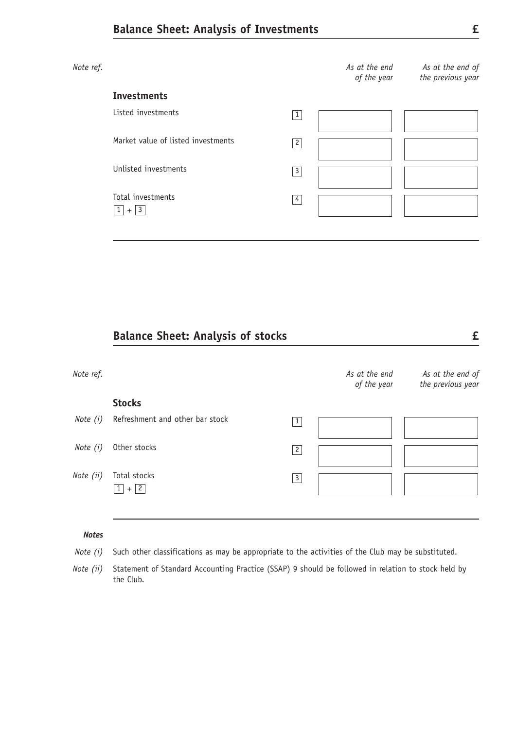## Balance Sheet: Analysis of Investments £

| Note ref. | | | As at the end of the year | As at the end of the previous year |
|---|---|---|---|---|
| | **Investments** | | | |
| | Listed investments | 1 | | |
| | Market value of listed investments | 2 | | |
| | Unlisted investments | 3 | | |
| | Total investments<br>1 + 3 | 4 | | |

## Balance Sheet: Analysis of stocks £

| Note ref. | | | As at the end of the year | As at the end of the previous year |
|---|---|---|---|---|
| | **Stocks** | | | |
| *Note (i)* | Refreshment and other bar stock | 1 | | |
| *Note (i)* | Other stocks | 2 | | |
| *Note (ii)* | Total stocks<br>1 + 2 | 3 | | |

***Notes***

*Note (i)* Such other classifications as may be appropriate to the activities of the Club may be substituted.

*Note (ii)* Statement of Standard Accounting Practice (SSAP) 9 should be followed in relation to stock held by the Club.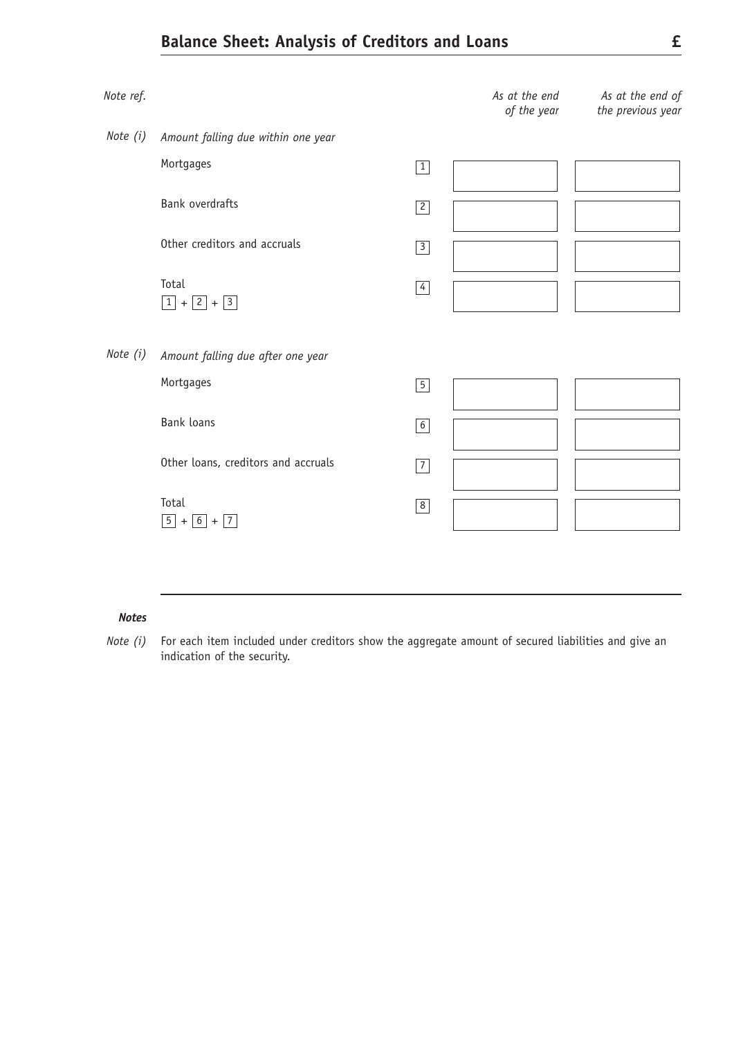## Balance Sheet: Analysis of Creditors and Loans £

| Note ref. | | Box | As at the end of the year | As at the end of the previous year |
|---|---|---|---|---|
| Note (i) | *Amount falling due within one year* | | | |
| | Mortgages | 1 | | |
| | Bank overdrafts | 2 | | |
| | Other creditors and accruals | 3 | | |
| | Total 1 + 2 + 3 | 4 | | |
| Note (i) | *Amount falling due after one year* | | | |
| | Mortgages | 5 | | |
| | Bank loans | 6 | | |
| | Other loans, creditors and accruals | 7 | | |
| | Total 5 + 6 + 7 | 8 | | |

***Notes***

*Note (i)* For each item included under creditors show the aggregate amount of secured liabilities and give an indication of the security.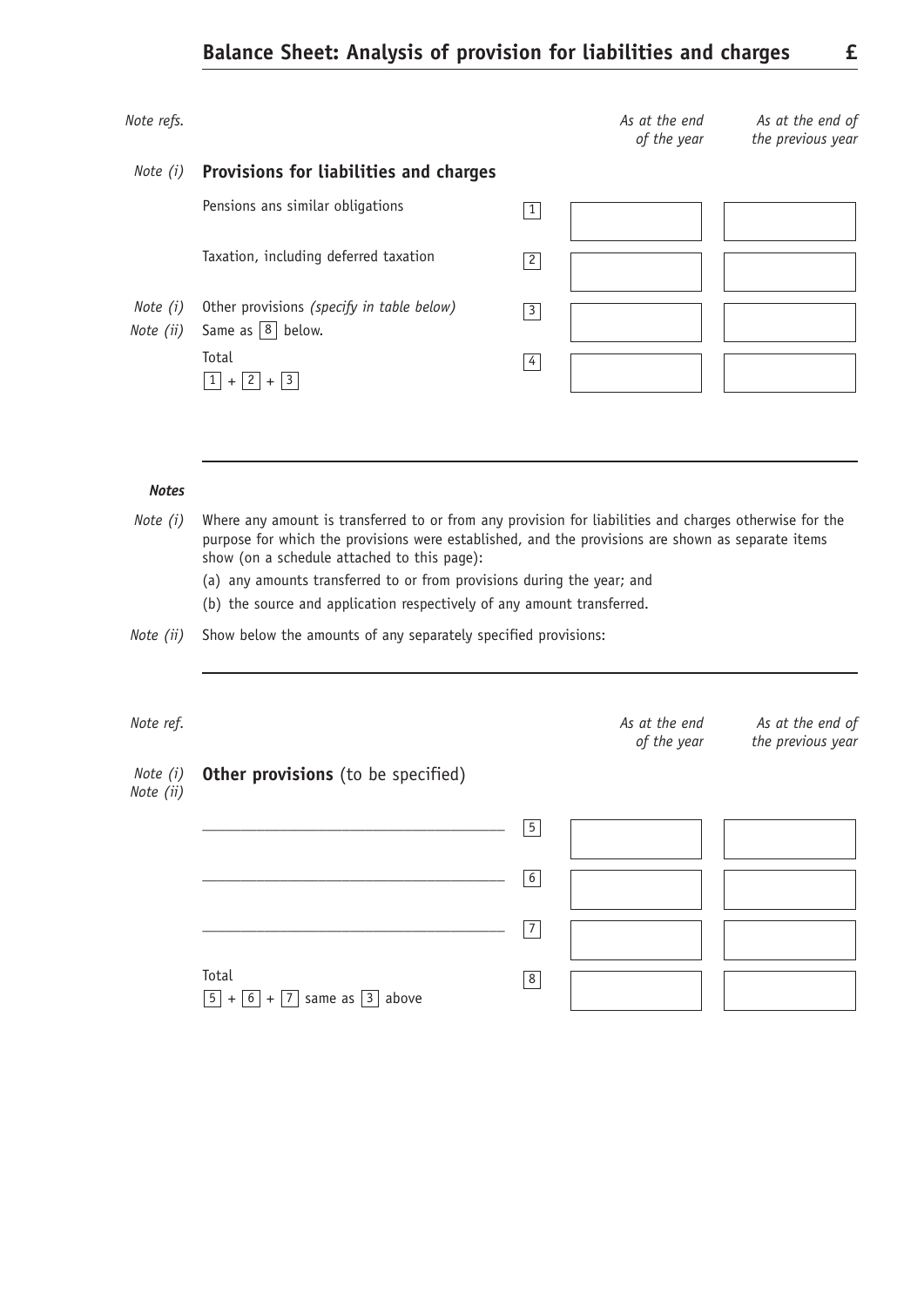## Balance Sheet: Analysis of provision for liabilities and charges £

| Note refs. | | | As at the end of the year | As at the end of the previous year |
|---|---|---|---|---|
| Note (i) | **Provisions for liabilities and charges** | | | |
| | Pensions ans similar obligations | 1 | | |
| | Taxation, including deferred taxation | 2 | | |
| Note (i) Note (ii) | Other provisions *(specify in table below)* Same as 8 below. | 3 | | |
| | Total 1 + 2 + 3 | 4 | | |

***Notes***

*Note (i)* Where any amount is transferred to or from any provision for liabilities and charges otherwise for the purpose for which the provisions were established, and the provisions are shown as separate items show (on a schedule attached to this page):

(a) any amounts transferred to or from provisions during the year; and

(b) the source and application respectively of any amount transferred.

*Note (ii)* Show below the amounts of any separately specified provisions:

| Note ref. | | | As at the end of the year | As at the end of the previous year |
|---|---|---|---|---|
| Note (i) Note (ii) | **Other provisions** (to be specified) | | | |
| | ______________________________ | 5 | | |
| | ______________________________ | 6 | | |
| | ______________________________ | 7 | | |
| | Total 5 + 6 + 7 same as 3 above | 8 | | |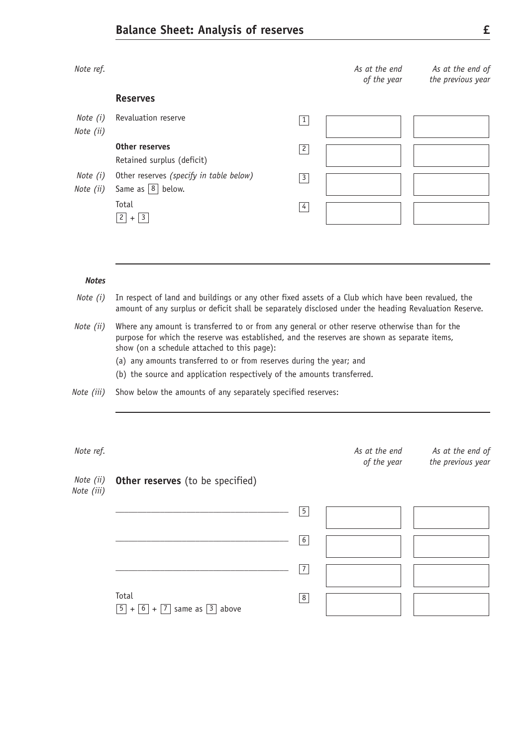## Balance Sheet: Analysis of reserves £

| Note ref. | | Box | As at the end of the year | As at the end of the previous year |
|---|---|---|---|---|
| | **Reserves** | | | |
| *Note (i)* *Note (ii)* | Revaluation reserve | 1 | | |
| | **Other reserves** Retained surplus (deficit) | 2 | | |
| *Note (i)* *Note (ii)* | Other reserves *(specify in table below)* Same as 8 below. | 3 | | |
| | Total 2 + 3 | 4 | | |

***Notes***

*Note (i)* In respect of land and buildings or any other fixed assets of a Club which have been revalued, the amount of any surplus or deficit shall be separately disclosed under the heading Revaluation Reserve.

*Note (ii)* Where any amount is transferred to or from any general or other reserve otherwise than for the purpose for which the reserve was established, and the reserves are shown as separate items, show (on a schedule attached to this page):

(a) any amounts transferred to or from reserves during the year; and

(b) the source and application respectively of the amounts transferred.

*Note (iii)* Show below the amounts of any separately specified reserves:

| Note ref. | | Box | As at the end of the year | As at the end of the previous year |
|---|---|---|---|---|
| *Note (ii)* *Note (iii)* | **Other reserves** (to be specified) | | | |
| | ______________________ | 5 | | |
| | ______________________ | 6 | | |
| | ______________________ | 7 | | |
| | Total 5 + 6 + 7 same as 3 above | 8 | | |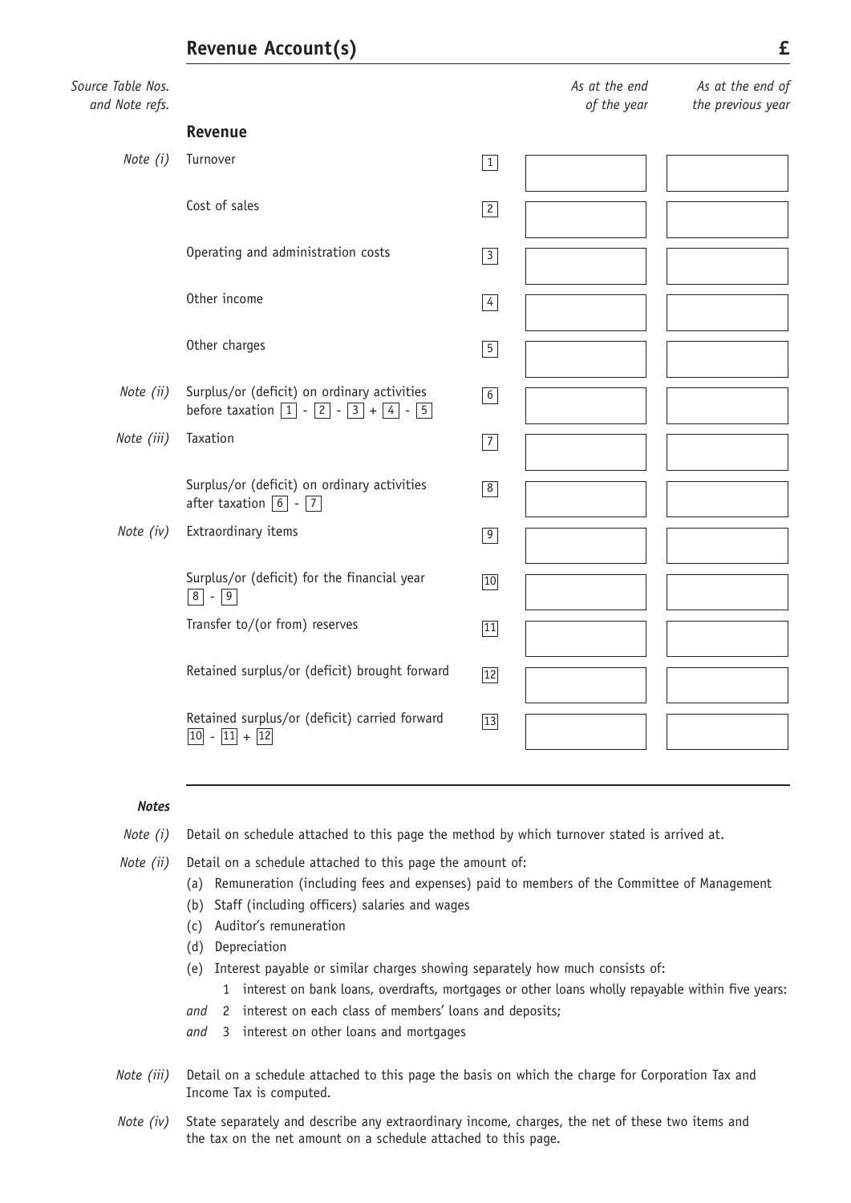## Revenue Account(s) £

| Source Table Nos. and Note refs. | | | As at the end of the year | As at the end of the previous year |
|---|---|---|---|---|
| | **Revenue** | | | |
| *Note (i)* | Turnover | 1 | | |
| | Cost of sales | 2 | | |
| | Operating and administration costs | 3 | | |
| | Other income | 4 | | |
| | Other charges | 5 | | |
| *Note (ii)* | Surplus/or (deficit) on ordinary activities before taxation 1 - 2 - 3 + 4 - 5 | 6 | | |
| *Note (iii)* | Taxation | 7 | | |
| | Surplus/or (deficit) on ordinary activities after taxation 6 - 7 | 8 | | |
| *Note (iv)* | Extraordinary items | 9 | | |
| | Surplus/or (deficit) for the financial year 8 - 9 | 10 | | |
| | Transfer to/(or from) reserves | 11 | | |
| | Retained surplus/or (deficit) brought forward | 12 | | |
| | Retained surplus/or (deficit) carried forward 10 - 11 + 12 | 13 | | |

***Notes***

*Note (i)* Detail on schedule attached to this page the method by which turnover stated is arrived at.

*Note (ii)* Detail on a schedule attached to this page the amount of:

(a) Remuneration (including fees and expenses) paid to members of the Committee of Management

(b) Staff (including officers) salaries and wages

(c) Auditor's remuneration

(d) Depreciation

(e) Interest payable or similar charges showing separately how much consists of:

1 interest on bank loans, overdrafts, mortgages or other loans wholly repayable within five years:

*and* 2 interest on each class of members' loans and deposits;

*and* 3 interest on other loans and mortgages

*Note (iii)* Detail on a schedule attached to this page the basis on which the charge for Corporation Tax and Income Tax is computed.

*Note (iv)* State separately and describe any extraordinary income, charges, the net of these two items and the tax on the net amount on a schedule attached to this page.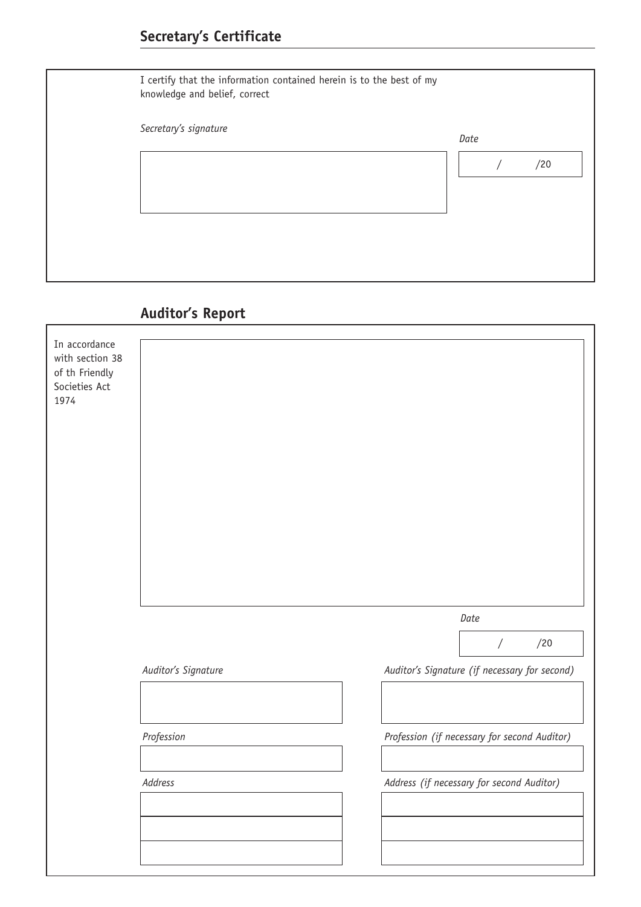## Secretary's Certificate

I certify that the information contained herein is to the best of my knowledge and belief, correct

*Secretary's signature*

*Date*

/ /20

## Auditor's Report

In accordance with section 38 of th Friendly Societies Act 1974

*Date*

/ /20

*Auditor's Signature*

*Auditor's Signature (if necessary for second)*

*Profession*

*Profession (if necessary for second Auditor)*

*Address*

*Address (if necessary for second Auditor)*